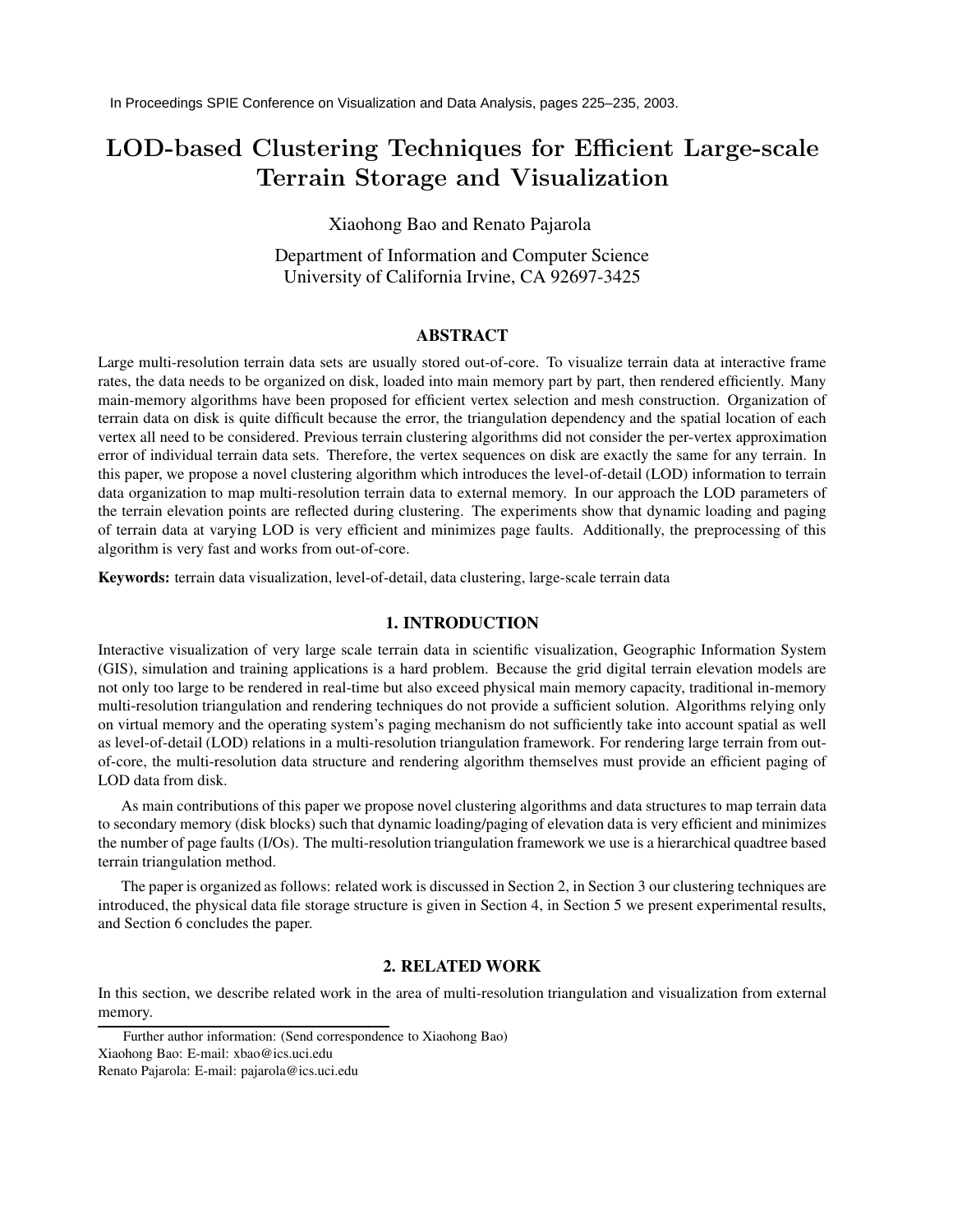In Proceedings SPIE Conference on Visualization and Data Analysis, pages 225–235, 2003.

# LOD-based Clustering Techniques for Efficient Large-scale Terrain Storage and Visualization

Xiaohong Bao and Renato Pajarola

Department of Information and Computer Science
University of California Irvine, CA 92697-3425

## ABSTRACT

Large multi-resolution terrain data sets are usually stored out-of-core. To visualize terrain data at interactive frame rates, the data needs to be organized on disk, loaded into main memory part by part, then rendered efficiently. Many main-memory algorithms have been proposed for efficient vertex selection and mesh construction. Organization of terrain data on disk is quite difficult because the error, the triangulation dependency and the spatial location of each vertex all need to be considered. Previous terrain clustering algorithms did not consider the per-vertex approximation error of individual terrain data sets. Therefore, the vertex sequences on disk are exactly the same for any terrain. In this paper, we propose a novel clustering algorithm which introduces the level-of-detail (LOD) information to terrain data organization to map multi-resolution terrain data to external memory. In our approach the LOD parameters of the terrain elevation points are reflected during clustering. The experiments show that dynamic loading and paging of terrain data at varying LOD is very efficient and minimizes page faults. Additionally, the preprocessing of this algorithm is very fast and works from out-of-core.

**Keywords:** terrain data visualization, level-of-detail, data clustering, large-scale terrain data

## 1. INTRODUCTION

Interactive visualization of very large scale terrain data in scientific visualization, Geographic Information System (GIS), simulation and training applications is a hard problem. Because the grid digital terrain elevation models are not only too large to be rendered in real-time but also exceed physical main memory capacity, traditional in-memory multi-resolution triangulation and rendering techniques do not provide a sufficient solution. Algorithms relying only on virtual memory and the operating system's paging mechanism do not sufficiently take into account spatial as well as level-of-detail (LOD) relations in a multi-resolution triangulation framework. For rendering large terrain from out-of-core, the multi-resolution data structure and rendering algorithm themselves must provide an efficient paging of LOD data from disk.

As main contributions of this paper we propose novel clustering algorithms and data structures to map terrain data to secondary memory (disk blocks) such that dynamic loading/paging of elevation data is very efficient and minimizes the number of page faults (I/Os). The multi-resolution triangulation framework we use is a hierarchical quadtree based terrain triangulation method.

The paper is organized as follows: related work is discussed in Section 2, in Section 3 our clustering techniques are introduced, the physical data file storage structure is given in Section 4, in Section 5 we present experimental results, and Section 6 concludes the paper.

## 2. RELATED WORK

In this section, we describe related work in the area of multi-resolution triangulation and visualization from external memory.

Further author information: (Send correspondence to Xiaohong Bao)
Xiaohong Bao: E-mail: xbao@ics.uci.edu
Renato Pajarola: E-mail: pajarola@ics.uci.edu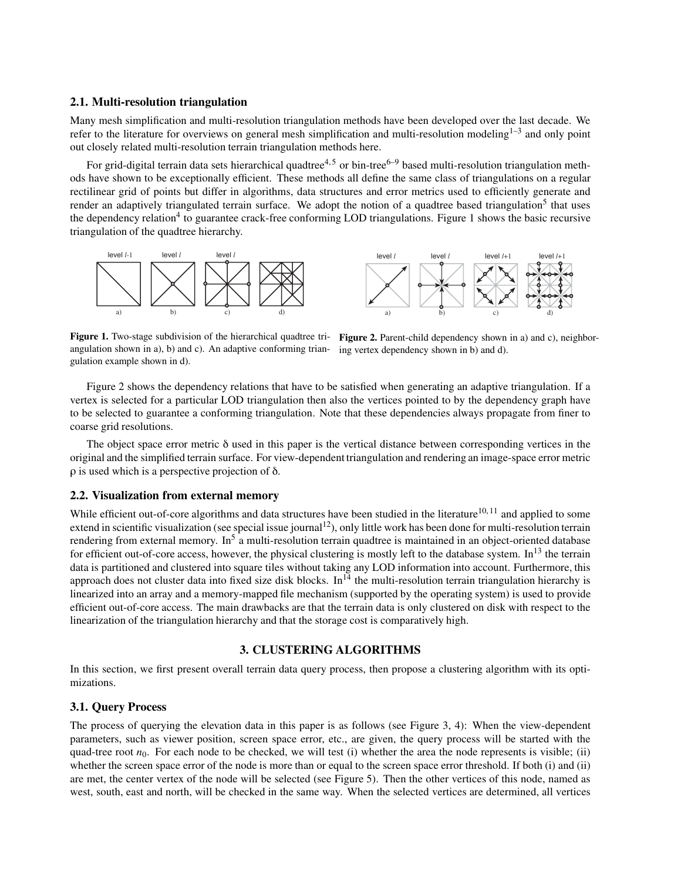## 2.1. Multi-resolution triangulation

Many mesh simplification and multi-resolution triangulation methods have been developed over the last decade. We refer to the literature for overviews on general mesh simplification and multi-resolution modeling[1–3] and only point out closely related multi-resolution terrain triangulation methods here.

For grid-digital terrain data sets hierarchical quadtree[4,5] or bin-tree[6–9] based multi-resolution triangulation methods have shown to be exceptionally efficient. These methods all define the same class of triangulations on a regular rectilinear grid of points but differ in algorithms, data structures and error metrics used to efficiently generate and render an adaptively triangulated terrain surface. We adopt the notion of a quadtree based triangulation[5] that uses the dependency relation[4] to guarantee crack-free conforming LOD triangulations. Figure 1 shows the basic recursive triangulation of the quadtree hierarchy.

**Figure 1.** Two-stage subdivision of the hierarchical quadtree triangulation shown in a), b) and c). An adaptive conforming triangulation example shown in d).

**Figure 2.** Parent-child dependency shown in a) and c), neighboring vertex dependency shown in b) and d).

Figure 2 shows the dependency relations that have to be satisfied when generating an adaptive triangulation. If a vertex is selected for a particular LOD triangulation then also the vertices pointed to by the dependency graph have to be selected to guarantee a conforming triangulation. Note that these dependencies always propagate from finer to coarse grid resolutions.

The object space error metric δ used in this paper is the vertical distance between corresponding vertices in the original and the simplified terrain surface. For view-dependent triangulation and rendering an image-space error metric ρ is used which is a perspective projection of δ.

## 2.2. Visualization from external memory

While efficient out-of-core algorithms and data structures have been studied in the literature[10,11] and applied to some extend in scientific visualization (see special issue journal[12]), only little work has been done for multi-resolution terrain rendering from external memory. In[5] a multi-resolution terrain quadtree is maintained in an object-oriented database for efficient out-of-core access, however, the physical clustering is mostly left to the database system. In[13] the terrain data is partitioned and clustered into square tiles without taking any LOD information into account. Furthermore, this approach does not cluster data into fixed size disk blocks. In[14] the multi-resolution terrain triangulation hierarchy is linearized into an array and a memory-mapped file mechanism (supported by the operating system) is used to provide efficient out-of-core access. The main drawbacks are that the terrain data is only clustered on disk with respect to the linearization of the triangulation hierarchy and that the storage cost is comparatively high.

# 3. CLUSTERING ALGORITHMS

In this section, we first present overall terrain data query process, then propose a clustering algorithm with its optimizations.

## 3.1. Query Process

The process of querying the elevation data in this paper is as follows (see Figure 3, 4): When the view-dependent parameters, such as viewer position, screen space error, etc., are given, the query process will be started with the quad-tree root $n_0$. For each node to be checked, we will test (i) whether the area the node represents is visible; (ii) whether the screen space error of the node is more than or equal to the screen space error threshold. If both (i) and (ii) are met, the center vertex of the node will be selected (see Figure 5). Then the other vertices of this node, named as west, south, east and north, will be checked in the same way. When the selected vertices are determined, all vertices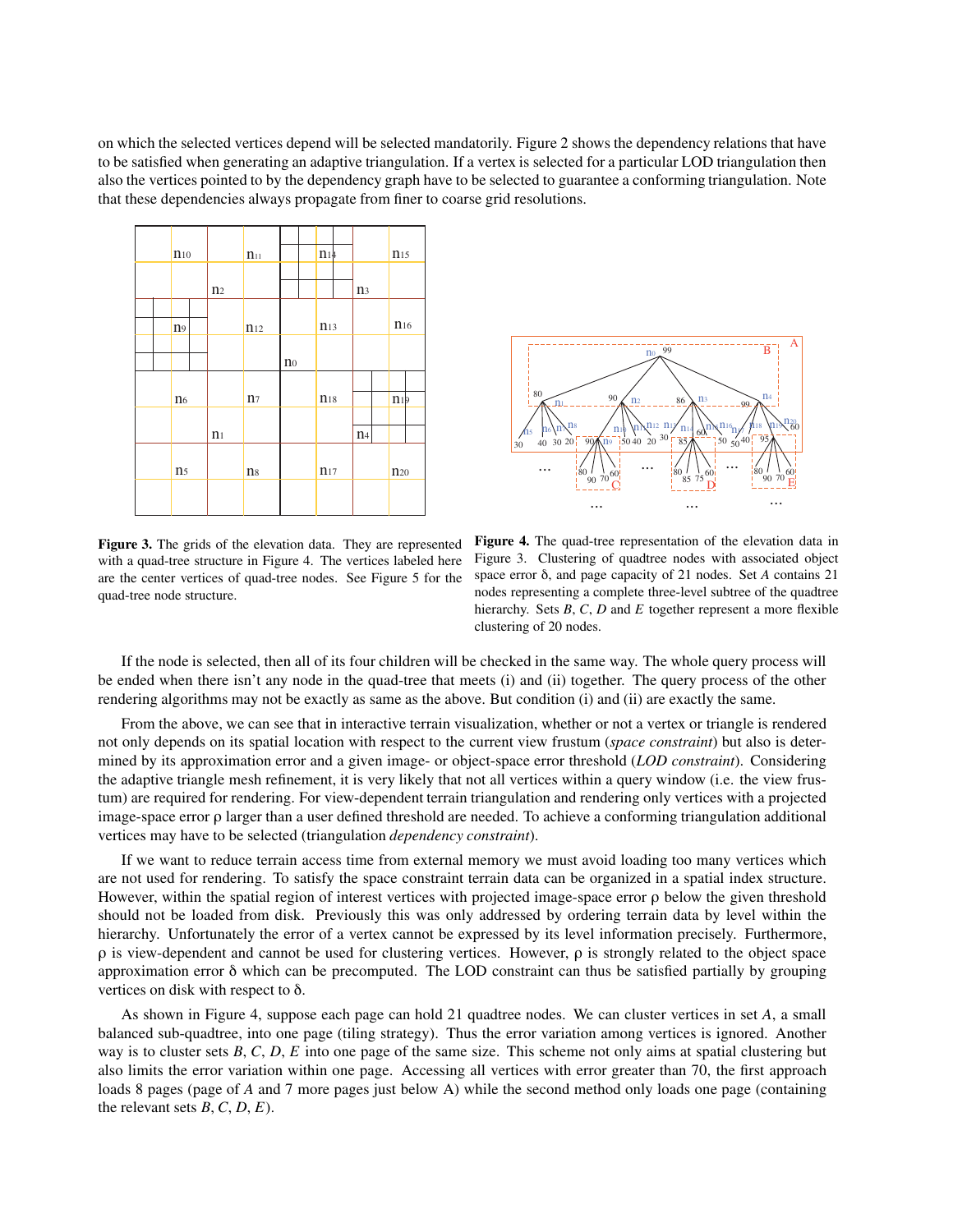on which the selected vertices depend will be selected mandatorily. Figure 2 shows the dependency relations that have to be satisfied when generating an adaptive triangulation. If a vertex is selected for a particular LOD triangulation then also the vertices pointed to by the dependency graph have to be selected to guarantee a conforming triangulation. Note that these dependencies always propagate from finer to coarse grid resolutions.

**Figure 3.** The grids of the elevation data. They are represented with a quad-tree structure in Figure 4. The vertices labeled here are the center vertices of quad-tree nodes. See Figure 5 for the quad-tree node structure.

**Figure 4.** The quad-tree representation of the elevation data in Figure 3. Clustering of quadtree nodes with associated object space error δ, and page capacity of 21 nodes. Set *A* contains 21 nodes representing a complete three-level subtree of the quadtree hierarchy. Sets *B*, *C*, *D* and *E* together represent a more flexible clustering of 20 nodes.

If the node is selected, then all of its four children will be checked in the same way. The whole query process will be ended when there isn't any node in the quad-tree that meets (i) and (ii) together. The query process of the other rendering algorithms may not be exactly as same as the above. But condition (i) and (ii) are exactly the same.

From the above, we can see that in interactive terrain visualization, whether or not a vertex or triangle is rendered not only depends on its spatial location with respect to the current view frustum (*space constraint*) but also is determined by its approximation error and a given image- or object-space error threshold (*LOD constraint*). Considering the adaptive triangle mesh refinement, it is very likely that not all vertices within a query window (i.e. the view frustum) are required for rendering. For view-dependent terrain triangulation and rendering only vertices with a projected image-space error ρ larger than a user defined threshold are needed. To achieve a conforming triangulation additional vertices may have to be selected (triangulation *dependency constraint*).

If we want to reduce terrain access time from external memory we must avoid loading too many vertices which are not used for rendering. To satisfy the space constraint terrain data can be organized in a spatial index structure. However, within the spatial region of interest vertices with projected image-space error ρ below the given threshold should not be loaded from disk. Previously this was only addressed by ordering terrain data by level within the hierarchy. Unfortunately the error of a vertex cannot be expressed by its level information precisely. Furthermore, ρ is view-dependent and cannot be used for clustering vertices. However, ρ is strongly related to the object space approximation error δ which can be precomputed. The LOD constraint can thus be satisfied partially by grouping vertices on disk with respect to δ.

As shown in Figure 4, suppose each page can hold 21 quadtree nodes. We can cluster vertices in set *A*, a small balanced sub-quadtree, into one page (tiling strategy). Thus the error variation among vertices is ignored. Another way is to cluster sets *B*, *C*, *D*, *E* into one page of the same size. This scheme not only aims at spatial clustering but also limits the error variation within one page. Accessing all vertices with error greater than 70, the first approach loads 8 pages (page of *A* and 7 more pages just below A) while the second method only loads one page (containing the relevant sets *B*, *C*, *D*, *E*).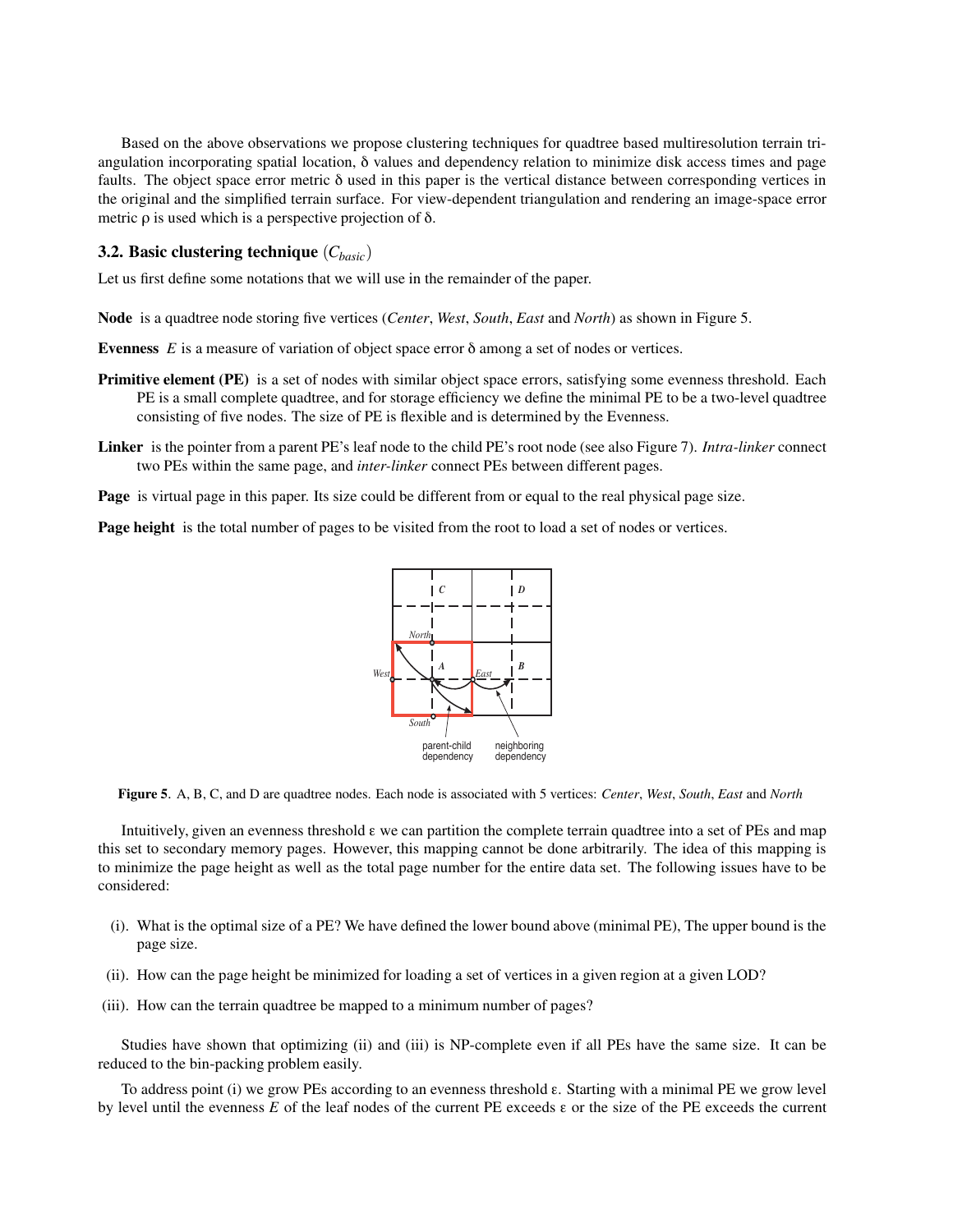Based on the above observations we propose clustering techniques for quadtree based multiresolution terrain triangulation incorporating spatial location, δ values and dependency relation to minimize disk access times and page faults. The object space error metric δ used in this paper is the vertical distance between corresponding vertices in the original and the simplified terrain surface. For view-dependent triangulation and rendering an image-space error metric ρ is used which is a perspective projection of δ.

### 3.2. Basic clustering technique ($C_{basic}$)

Let us first define some notations that we will use in the remainder of the paper.

**Node** is a quadtree node storing five vertices (*Center*, *West*, *South*, *East* and *North*) as shown in Figure 5.

**Evenness** $E$ is a measure of variation of object space error δ among a set of nodes or vertices.

**Primitive element (PE)** is a set of nodes with similar object space errors, satisfying some evenness threshold. Each PE is a small complete quadtree, and for storage efficiency we define the minimal PE to be a two-level quadtree consisting of five nodes. The size of PE is flexible and is determined by the Evenness.

**Linker** is the pointer from a parent PE's leaf node to the child PE's root node (see also Figure 7). *Intra-linker* connect two PEs within the same page, and *inter-linker* connect PEs between different pages.

**Page** is virtual page in this paper. Its size could be different from or equal to the real physical page size.

**Page height** is the total number of pages to be visited from the root to load a set of nodes or vertices.

C
D
North
West
A
East
B
South
parent-child dependency
neighboring dependency

**Figure 5**. A, B, C, and D are quadtree nodes. Each node is associated with 5 vertices: *Center*, *West*, *South*, *East* and *North*

Intuitively, given an evenness threshold ε we can partition the complete terrain quadtree into a set of PEs and map this set to secondary memory pages. However, this mapping cannot be done arbitrarily. The idea of this mapping is to minimize the page height as well as the total page number for the entire data set. The following issues have to be considered:

(i). What is the optimal size of a PE? We have defined the lower bound above (minimal PE), The upper bound is the page size.

(ii). How can the page height be minimized for loading a set of vertices in a given region at a given LOD?

(iii). How can the terrain quadtree be mapped to a minimum number of pages?

Studies have shown that optimizing (ii) and (iii) is NP-complete even if all PEs have the same size. It can be reduced to the bin-packing problem easily.

To address point (i) we grow PEs according to an evenness threshold ε. Starting with a minimal PE we grow level by level until the evenness $E$ of the leaf nodes of the current PE exceeds ε or the size of the PE exceeds the current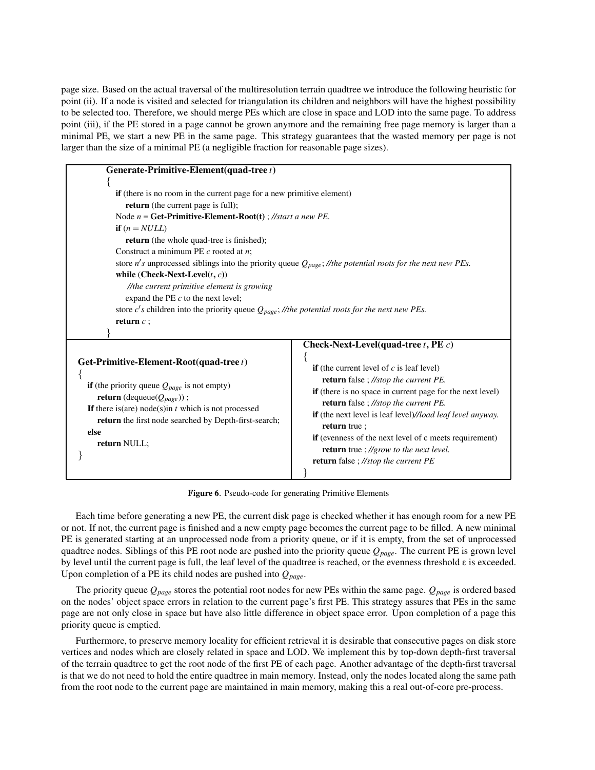page size. Based on the actual traversal of the multiresolution terrain quadtree we introduce the following heuristic for point (ii). If a node is visited and selected for triangulation its children and neighbors will have the highest possibility to be selected too. Therefore, we should merge PEs which are close in space and LOD into the same page. To address point (iii), if the PE stored in a page cannot be grown anymore and the remaining free page memory is larger than a minimal PE, we start a new PE in the same page. This strategy guarantees that the wasted memory per page is not larger than the size of a minimal PE (a negligible fraction for reasonable page sizes).

```
Generate-Primitive-Element(quad-tree t)
{
   if (there is no room in the current page for a new primitive element)
      return (the current page is full);
   Node n = Get-Primitive-Element-Root(t) ; //start a new PE.
   if (n = NULL)
      return (the whole quad-tree is finished);
   Construct a minimum PE c rooted at n;
   store n's unprocessed siblings into the priority queue Q_page; //the potential roots for the next new PEs.
   while (Check-Next-Level(t, c))
      //the current primitive element is growing
      expand the PE c to the next level;
   store c's children into the priority queue Q_page; //the potential roots for the next new PEs.
   return c ;
}
```

```
Get-Primitive-Element-Root(quad-tree t)
{
   if (the priority queue Q_page is not empty)
      return (dequeue(Q_page)) ;
   If there is(are) node(s)in t which is not processed
      return the first node searched by Depth-first-search;
   else
      return NULL;
}
```

```
Check-Next-Level(quad-tree t, PE c)
{
   if (the current level of c is leaf level)
      return false ; //stop the current PE.
   if (there is no space in current page for the next level)
      return false ; //stop the current PE.
   if (the next level is leaf level)//load leaf level anyway.
      return true ;
   if (evenness of the next level of c meets requirement)
      return true ; //grow to the next level.
   return false ; //stop the current PE
}
```

**Figure 6**. Pseudo-code for generating Primitive Elements

Each time before generating a new PE, the current disk page is checked whether it has enough room for a new PE or not. If not, the current page is finished and a new empty page becomes the current page to be filled. A new minimal PE is generated starting at an unprocessed node from a priority queue, or if it is empty, from the set of unprocessed quadtree nodes. Siblings of this PE root node are pushed into the priority queue $Q_{page}$. The current PE is grown level by level until the current page is full, the leaf level of the quadtree is reached, or the evenness threshold $\varepsilon$ is exceeded. Upon completion of a PE its child nodes are pushed into $Q_{page}$.

The priority queue $Q_{page}$ stores the potential root nodes for new PEs within the same page. $Q_{page}$ is ordered based on the nodes' object space errors in relation to the current page's first PE. This strategy assures that PEs in the same page are not only close in space but have also little difference in object space error. Upon completion of a page this priority queue is emptied.

Furthermore, to preserve memory locality for efficient retrieval it is desirable that consecutive pages on disk store vertices and nodes which are closely related in space and LOD. We implement this by top-down depth-first traversal of the terrain quadtree to get the root node of the first PE of each page. Another advantage of the depth-first traversal is that we do not need to hold the entire quadtree in main memory. Instead, only the nodes located along the same path from the root node to the current page are maintained in main memory, making this a real out-of-core pre-process.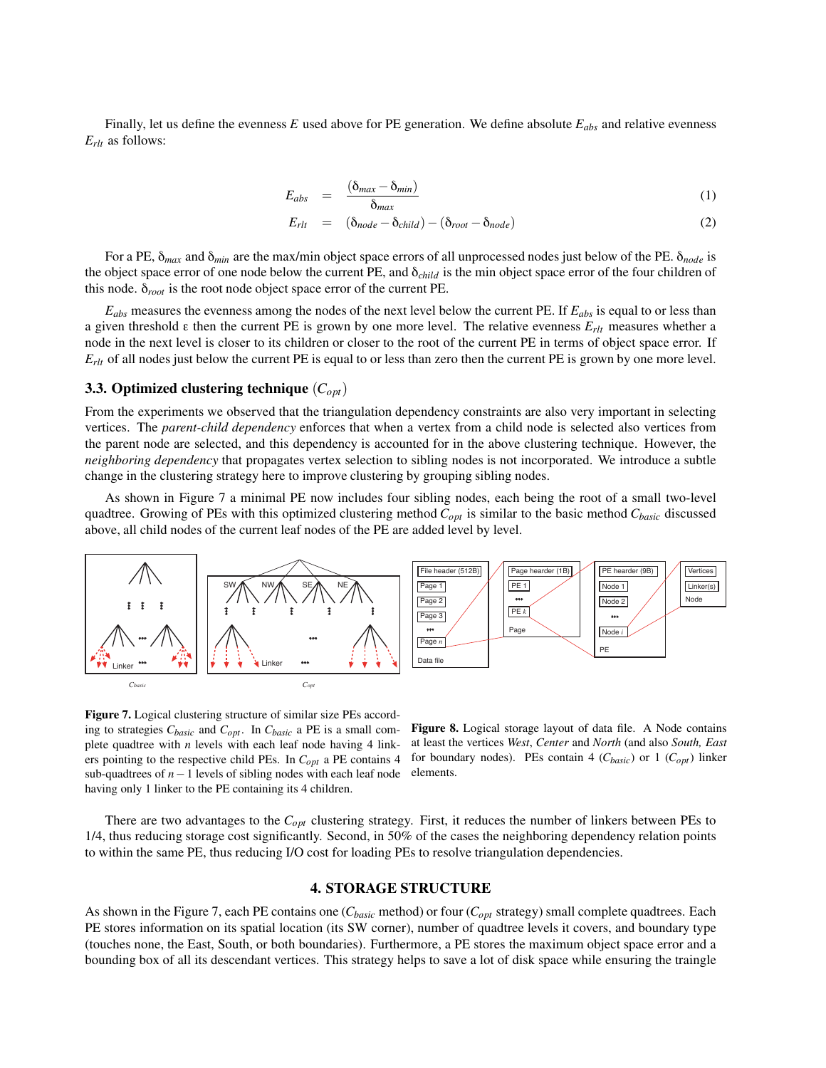Finally, let us define the evenness $E$ used above for PE generation. We define absolute $E_{abs}$ and relative evenness $E_{rlt}$ as follows:

$$E_{abs} = \frac{(\delta_{max} - \delta_{min})}{\delta_{max}} \quad (1)$$

$$E_{rlt} = (\delta_{node} - \delta_{child}) - (\delta_{root} - \delta_{node}) \quad (2)$$

For a PE, $\delta_{max}$ and $\delta_{min}$ are the max/min object space errors of all unprocessed nodes just below of the PE. $\delta_{node}$ is the object space error of one node below the current PE, and $\delta_{child}$ is the min object space error of the four children of this node. $\delta_{root}$ is the root node object space error of the current PE.

$E_{abs}$ measures the evenness among the nodes of the next level below the current PE. If $E_{abs}$ is equal to or less than a given threshold $\varepsilon$ then the current PE is grown by one more level. The relative evenness $E_{rlt}$ measures whether a node in the next level is closer to its children or closer to the root of the current PE in terms of object space error. If $E_{rlt}$ of all nodes just below the current PE is equal to or less than zero then the current PE is grown by one more level.

### 3.3. Optimized clustering technique ($C_{opt}$)

From the experiments we observed that the triangulation dependency constraints are also very important in selecting vertices. The *parent-child dependency* enforces that when a vertex from a child node is selected also vertices from the parent node are selected, and this dependency is accounted for in the above clustering technique. However, the *neighboring dependency* that propagates vertex selection to sibling nodes is not incorporated. We introduce a subtle change in the clustering strategy here to improve clustering by grouping sibling nodes.

As shown in Figure 7 a minimal PE now includes four sibling nodes, each being the root of a small two-level quadtree. Growing of PEs with this optimized clustering method $C_{opt}$ is similar to the basic method $C_{basic}$ discussed above, all child nodes of the current leaf nodes of the PE are added level by level.

**Figure 7.** Logical clustering structure of similar size PEs according to strategies $C_{basic}$ and $C_{opt}$. In $C_{basic}$ a PE is a small complete quadtree with $n$ levels with each leaf node having 4 linkers pointing to the respective child PEs. In $C_{opt}$ a PE contains 4 sub-quadtrees of $n-1$ levels of sibling nodes with each leaf node having only 1 linker to the PE containing its 4 children.

**Figure 8.** Logical storage layout of data file. A Node contains at least the vertices *West*, *Center* and *North* (and also *South, East* for boundary nodes). PEs contain 4 ($C_{basic}$) or 1 ($C_{opt}$) linker elements.

There are two advantages to the $C_{opt}$ clustering strategy. First, it reduces the number of linkers between PEs to 1/4, thus reducing storage cost significantly. Second, in 50% of the cases the neighboring dependency relation points to within the same PE, thus reducing I/O cost for loading PEs to resolve triangulation dependencies.

## 4. STORAGE STRUCTURE

As shown in the Figure 7, each PE contains one ($C_{basic}$ method) or four ($C_{opt}$ strategy) small complete quadtrees. Each PE stores information on its spatial location (its SW corner), number of quadtree levels it covers, and boundary type (touches none, the East, South, or both boundaries). Furthermore, a PE stores the maximum object space error and a bounding box of all its descendant vertices. This strategy helps to save a lot of disk space while ensuring the traingle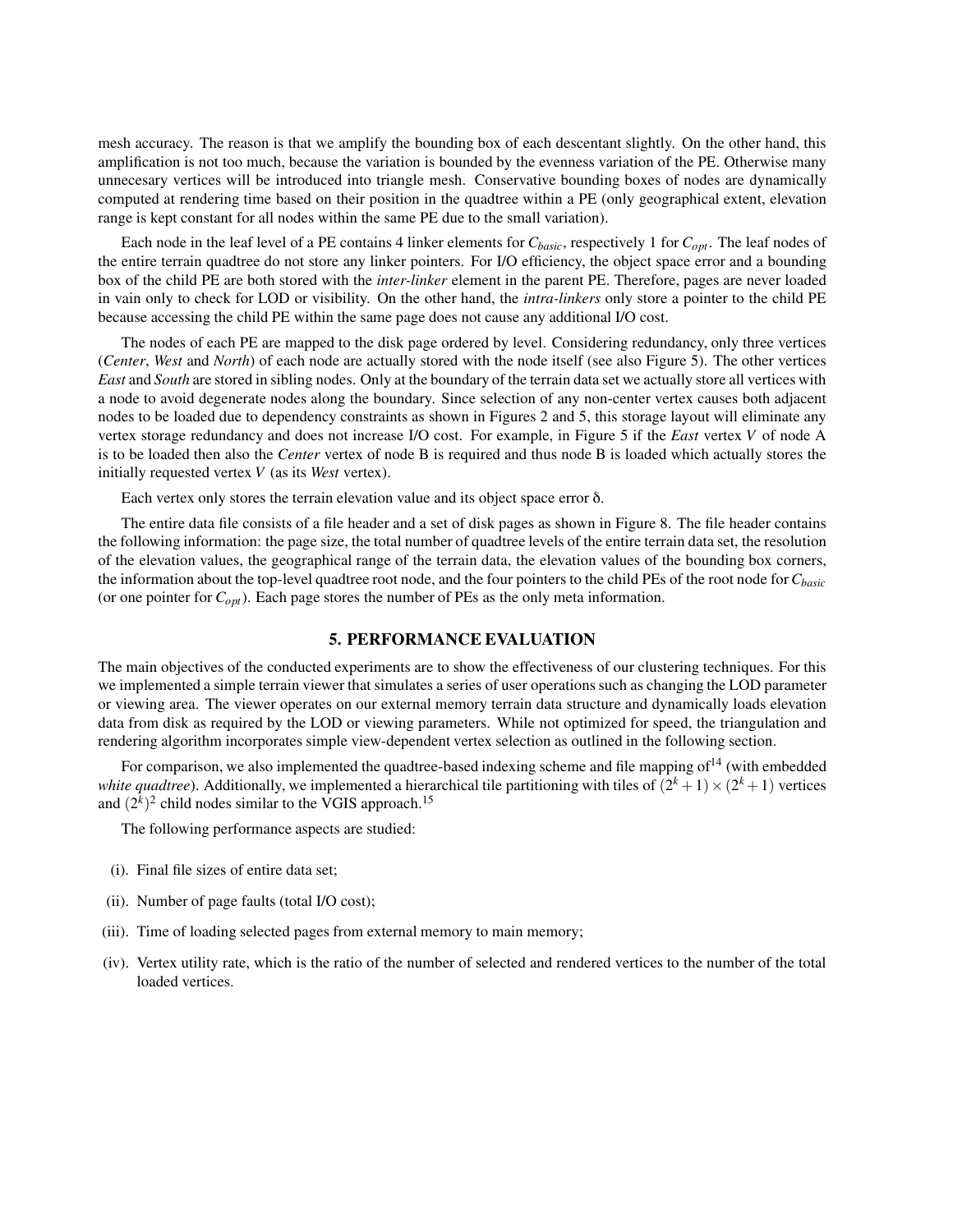mesh accuracy. The reason is that we amplify the bounding box of each descentant slightly. On the other hand, this amplification is not too much, because the variation is bounded by the evenness variation of the PE. Otherwise many unnecesary vertices will be introduced into triangle mesh. Conservative bounding boxes of nodes are dynamically computed at rendering time based on their position in the quadtree within a PE (only geographical extent, elevation range is kept constant for all nodes within the same PE due to the small variation).

Each node in the leaf level of a PE contains 4 linker elements for $C_{basic}$, respectively 1 for $C_{opt}$. The leaf nodes of the entire terrain quadtree do not store any linker pointers. For I/O efficiency, the object space error and a bounding box of the child PE are both stored with the *inter-linker* element in the parent PE. Therefore, pages are never loaded in vain only to check for LOD or visibility. On the other hand, the *intra-linkers* only store a pointer to the child PE because accessing the child PE within the same page does not cause any additional I/O cost.

The nodes of each PE are mapped to the disk page ordered by level. Considering redundancy, only three vertices (*Center*, *West* and *North*) of each node are actually stored with the node itself (see also Figure 5). The other vertices *East* and *South* are stored in sibling nodes. Only at the boundary of the terrain data set we actually store all vertices with a node to avoid degenerate nodes along the boundary. Since selection of any non-center vertex causes both adjacent nodes to be loaded due to dependency constraints as shown in Figures 2 and 5, this storage layout will eliminate any vertex storage redundancy and does not increase I/O cost. For example, in Figure 5 if the *East* vertex $V$ of node A is to be loaded then also the *Center* vertex of node B is required and thus node B is loaded which actually stores the initially requested vertex $V$ (as its *West* vertex).

Each vertex only stores the terrain elevation value and its object space error $\delta$.

The entire data file consists of a file header and a set of disk pages as shown in Figure 8. The file header contains the following information: the page size, the total number of quadtree levels of the entire terrain data set, the resolution of the elevation values, the geographical range of the terrain data, the elevation values of the bounding box corners, the information about the top-level quadtree root node, and the four pointers to the child PEs of the root node for $C_{basic}$ (or one pointer for $C_{opt}$). Each page stores the number of PEs as the only meta information.

## 5. PERFORMANCE EVALUATION

The main objectives of the conducted experiments are to show the effectiveness of our clustering techniques. For this we implemented a simple terrain viewer that simulates a series of user operations such as changing the LOD parameter or viewing area. The viewer operates on our external memory terrain data structure and dynamically loads elevation data from disk as required by the LOD or viewing parameters. While not optimized for speed, the triangulation and rendering algorithm incorporates simple view-dependent vertex selection as outlined in the following section.

For comparison, we also implemented the quadtree-based indexing scheme and file mapping of[14] (with embedded *white quadtree*). Additionally, we implemented a hierarchical tile partitioning with tiles of $(2^k+1)\times(2^k+1)$ vertices and $(2^k)^2$ child nodes similar to the VGIS approach.[15]

The following performance aspects are studied:

(i). Final file sizes of entire data set;

(ii). Number of page faults (total I/O cost);

(iii). Time of loading selected pages from external memory to main memory;

(iv). Vertex utility rate, which is the ratio of the number of selected and rendered vertices to the number of the total loaded vertices.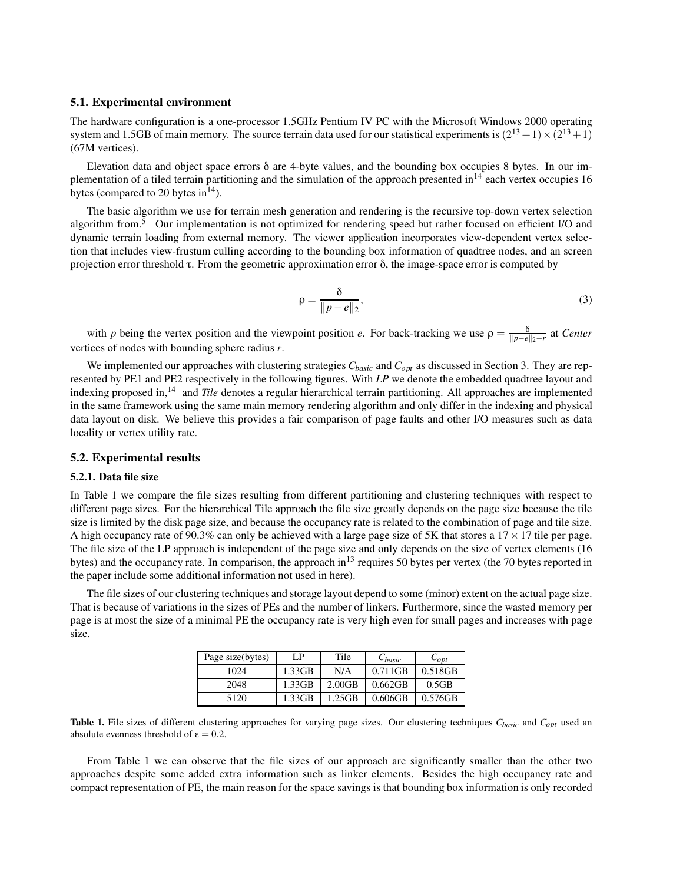### 5.1. Experimental environment

The hardware configuration is a one-processor 1.5GHz Pentium IV PC with the Microsoft Windows 2000 operating system and 1.5GB of main memory. The source terrain data used for our statistical experiments is $(2^{13}+1)\times(2^{13}+1)$ (67M vertices).

Elevation data and object space errors $\delta$ are 4-byte values, and the bounding box occupies 8 bytes. In our implementation of a tiled terrain partitioning and the simulation of the approach presented in[14] each vertex occupies 16 bytes (compared to 20 bytes in[14]).

The basic algorithm we use for terrain mesh generation and rendering is the recursive top-down vertex selection algorithm from.[5] Our implementation is not optimized for rendering speed but rather focused on efficient I/O and dynamic terrain loading from external memory. The viewer application incorporates view-dependent vertex selection that includes view-frustum culling according to the bounding box information of quadtree nodes, and an screen projection error threshold $\tau$. From the geometric approximation error $\delta$, the image-space error is computed by

$$\rho = \frac{\delta}{\|p-e\|_2}, \tag{3}$$

with $p$ being the vertex position and the viewpoint position $e$. For back-tracking we use $\rho = \frac{\delta}{\|p-e\|_2 - r}$ at *Center* vertices of nodes with bounding sphere radius $r$.

We implemented our approaches with clustering strategies $C_{basic}$ and $C_{opt}$ as discussed in Section 3. They are represented by PE1 and PE2 respectively in the following figures. With *LP* we denote the embedded quadtree layout and indexing proposed in,[14] and *Tile* denotes a regular hierarchical terrain partitioning. All approaches are implemented in the same framework using the same main memory rendering algorithm and only differ in the indexing and physical data layout on disk. We believe this provides a fair comparison of page faults and other I/O measures such as data locality or vertex utility rate.

### 5.2. Experimental results

#### 5.2.1. Data file size

In Table 1 we compare the file sizes resulting from different partitioning and clustering techniques with respect to different page sizes. For the hierarchical Tile approach the file size greatly depends on the page size because the tile size is limited by the disk page size, and because the occupancy rate is related to the combination of page and tile size. A high occupancy rate of 90.3% can only be achieved with a large page size of 5K that stores a $17\times17$ tile per page. The file size of the LP approach is independent of the page size and only depends on the size of vertex elements (16 bytes) and the occupancy rate. In comparison, the approach in[13] requires 50 bytes per vertex (the 70 bytes reported in the paper include some additional information not used in here).

The file sizes of our clustering techniques and storage layout depend to some (minor) extent on the actual page size. That is because of variations in the sizes of PEs and the number of linkers. Furthermore, since the wasted memory per page is at most the size of a minimal PE the occupancy rate is very high even for small pages and increases with page size.

| Page size(bytes) | LP | Tile | $C_{basic}$ | $C_{opt}$ |
|---|---|---|---|---|
| 1024 | 1.33GB | N/A | 0.711GB | 0.518GB |
| 2048 | 1.33GB | 2.00GB | 0.662GB | 0.5GB |
| 5120 | 1.33GB | 1.25GB | 0.606GB | 0.576GB |

**Table 1.** File sizes of different clustering approaches for varying page sizes. Our clustering techniques $C_{basic}$ and $C_{opt}$ used an absolute evenness threshold of $\varepsilon = 0.2$.

From Table 1 we can observe that the file sizes of our approach are significantly smaller than the other two approaches despite some added extra information such as linker elements. Besides the high occupancy rate and compact representation of PE, the main reason for the space savings is that bounding box information is only recorded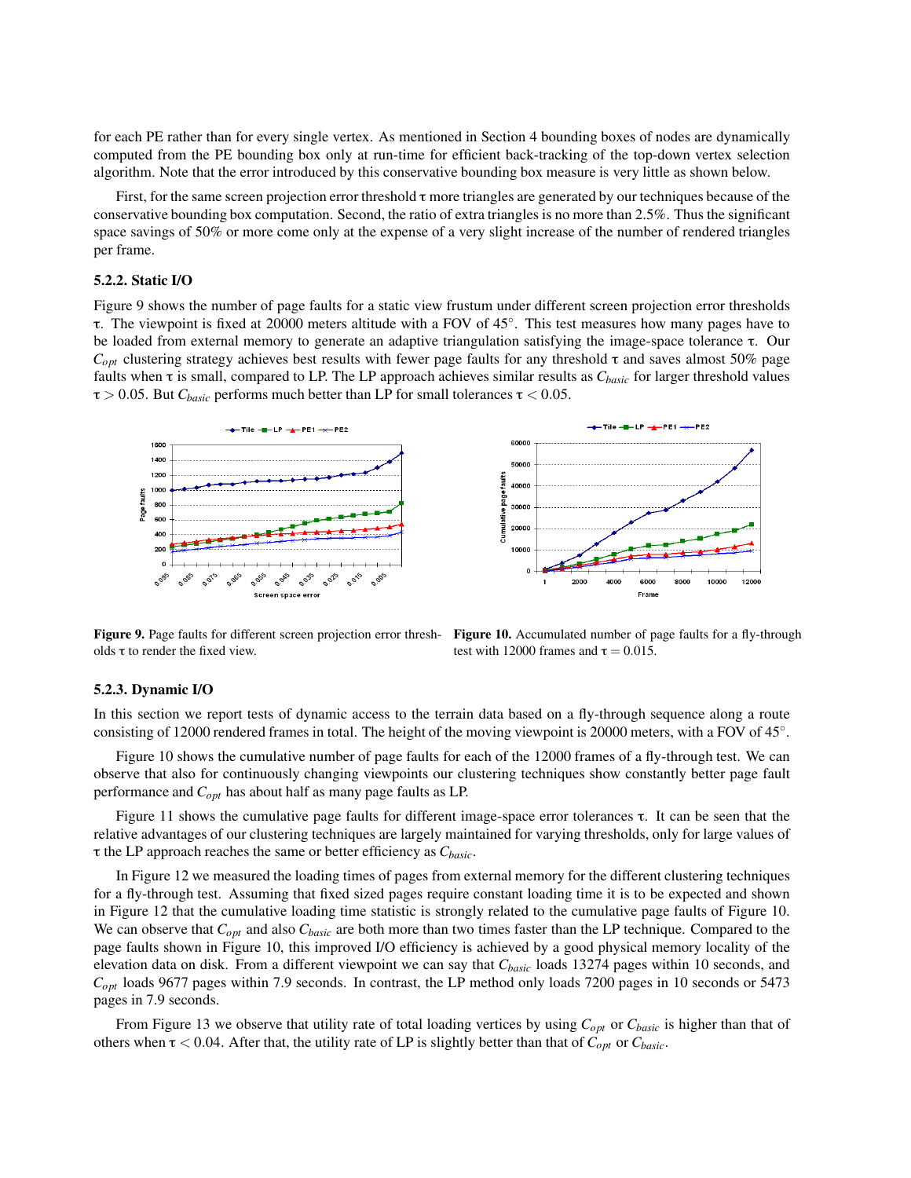for each PE rather than for every single vertex. As mentioned in Section 4 bounding boxes of nodes are dynamically computed from the PE bounding box only at run-time for efficient back-tracking of the top-down vertex selection algorithm. Note that the error introduced by this conservative bounding box measure is very little as shown below.

First, for the same screen projection error threshold $\tau$ more triangles are generated by our techniques because of the conservative bounding box computation. Second, the ratio of extra triangles is no more than 2.5%. Thus the significant space savings of 50% or more come only at the expense of a very slight increase of the number of rendered triangles per frame.

### 5.2.2. Static I/O

Figure 9 shows the number of page faults for a static view frustum under different screen projection error thresholds $\tau$. The viewpoint is fixed at 20000 meters altitude with a FOV of 45°. This test measures how many pages have to be loaded from external memory to generate an adaptive triangulation satisfying the image-space tolerance $\tau$. Our $C_{opt}$ clustering strategy achieves best results with fewer page faults for any threshold $\tau$ and saves almost 50% page faults when $\tau$ is small, compared to LP. The LP approach achieves similar results as $C_{basic}$ for larger threshold values $\tau > 0.05$. But $C_{basic}$ performs much better than LP for small tolerances $\tau < 0.05$.

**Figure 9.** Page faults for different screen projection error thresholds $\tau$ to render the fixed view.

**Figure 10.** Accumulated number of page faults for a fly-through test with 12000 frames and $\tau = 0.015$.

### 5.2.3. Dynamic I/O

In this section we report tests of dynamic access to the terrain data based on a fly-through sequence along a route consisting of 12000 rendered frames in total. The height of the moving viewpoint is 20000 meters, with a FOV of 45°.

Figure 10 shows the cumulative number of page faults for each of the 12000 frames of a fly-through test. We can observe that also for continuously changing viewpoints our clustering techniques show constantly better page fault performance and $C_{opt}$ has about half as many page faults as LP.

Figure 11 shows the cumulative page faults for different image-space error tolerances $\tau$. It can be seen that the relative advantages of our clustering techniques are largely maintained for varying thresholds, only for large values of $\tau$ the LP approach reaches the same or better efficiency as $C_{basic}$.

In Figure 12 we measured the loading times of pages from external memory for the different clustering techniques for a fly-through test. Assuming that fixed sized pages require constant loading time it is to be expected and shown in Figure 12 that the cumulative loading time statistic is strongly related to the cumulative page faults of Figure 10. We can observe that $C_{opt}$ and also $C_{basic}$ are both more than two times faster than the LP technique. Compared to the page faults shown in Figure 10, this improved I/O efficiency is achieved by a good physical memory locality of the elevation data on disk. From a different viewpoint we can say that $C_{basic}$ loads 13274 pages within 10 seconds, and $C_{opt}$ loads 9677 pages within 7.9 seconds. In contrast, the LP method only loads 7200 pages in 10 seconds or 5473 pages in 7.9 seconds.

From Figure 13 we observe that utility rate of total loading vertices by using $C_{opt}$ or $C_{basic}$ is higher than that of others when $\tau < 0.04$. After that, the utility rate of LP is slightly better than that of $C_{opt}$ or $C_{basic}$.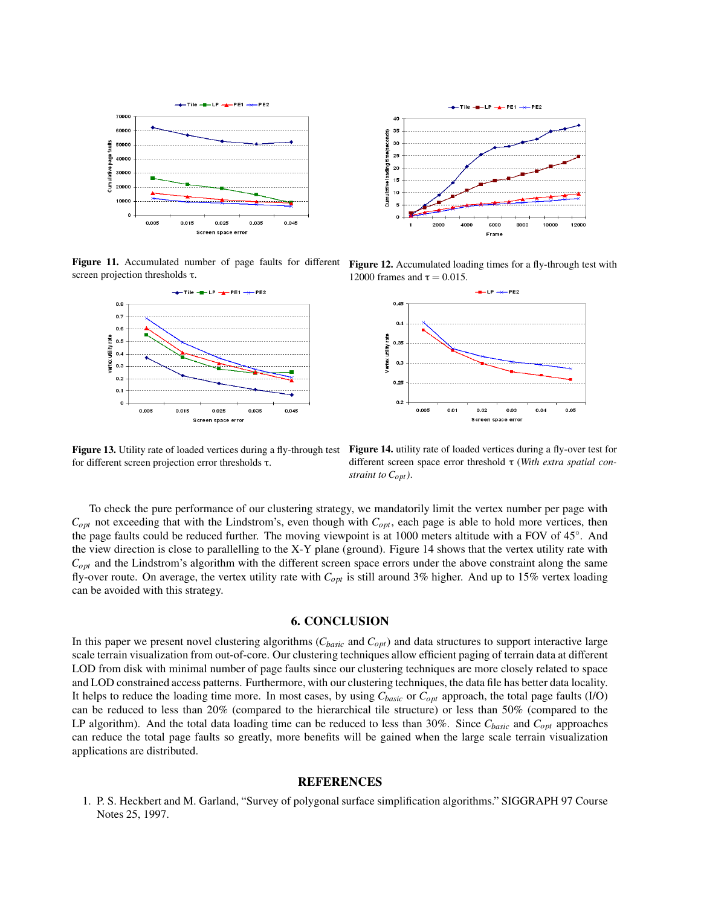**Figure 11.** Accumulated number of page faults for different screen projection thresholds $\tau$.

**Figure 12.** Accumulated loading times for a fly-through test with 12000 frames and $\tau = 0.015$.

**Figure 13.** Utility rate of loaded vertices during a fly-through test for different screen projection error thresholds $\tau$.

**Figure 14.** utility rate of loaded vertices during a fly-over test for different screen space error threshold $\tau$ (*With extra spatial constraint to $C_{opt}$*).

To check the pure performance of our clustering strategy, we mandatorily limit the vertex number per page with $C_{opt}$ not exceeding that with the Lindstrom's, even though with $C_{opt}$, each page is able to hold more vertices, then the page faults could be reduced further. The moving viewpoint is at 1000 meters altitude with a FOV of 45°. And the view direction is close to parallelling to the X-Y plane (ground). Figure 14 shows that the vertex utility rate with $C_{opt}$ and the Lindstrom's algorithm with the different screen space errors under the above constraint along the same fly-over route. On average, the vertex utility rate with $C_{opt}$ is still around 3% higher. And up to 15% vertex loading can be avoided with this strategy.

## 6. CONCLUSION

In this paper we present novel clustering algorithms ($C_{basic}$ and $C_{opt}$) and data structures to support interactive large scale terrain visualization from out-of-core. Our clustering techniques allow efficient paging of terrain data at different LOD from disk with minimal number of page faults since our clustering techniques are more closely related to space and LOD constrained access patterns. Furthermore, with our clustering techniques, the data file has better data locality. It helps to reduce the loading time more. In most cases, by using $C_{basic}$ or $C_{opt}$ approach, the total page faults (I/O) can be reduced to less than 20% (compared to the hierarchical tile structure) or less than 50% (compared to the LP algorithm). And the total data loading time can be reduced to less than 30%. Since $C_{basic}$ and $C_{opt}$ approaches can reduce the total page faults so greatly, more benefits will be gained when the large scale terrain visualization applications are distributed.

## REFERENCES

1. P. S. Heckbert and M. Garland, "Survey of polygonal surface simplification algorithms." SIGGRAPH 97 Course Notes 25, 1997.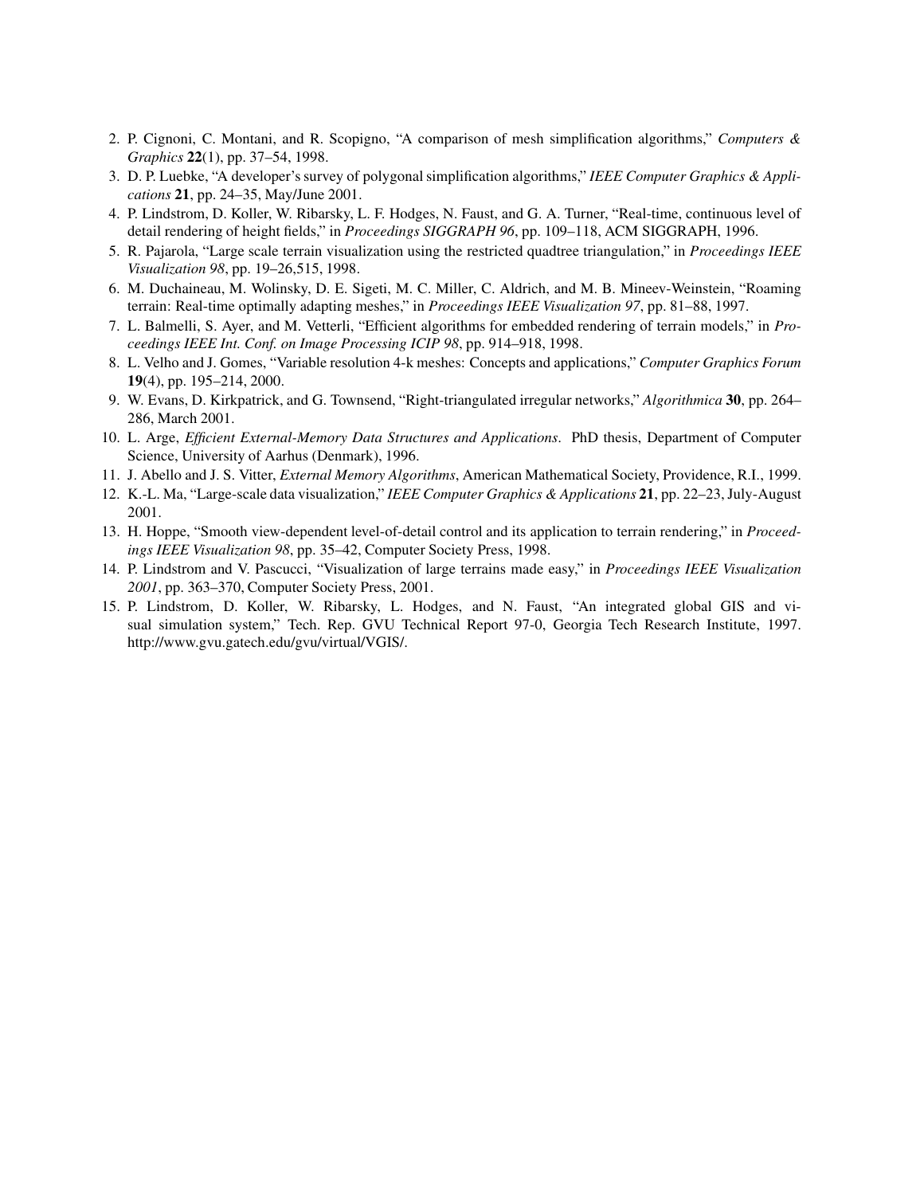2. P. Cignoni, C. Montani, and R. Scopigno, "A comparison of mesh simplification algorithms," *Computers & Graphics* **22**(1), pp. 37–54, 1998.
3. D. P. Luebke, "A developer's survey of polygonal simplification algorithms," *IEEE Computer Graphics & Applications* **21**, pp. 24–35, May/June 2001.
4. P. Lindstrom, D. Koller, W. Ribarsky, L. F. Hodges, N. Faust, and G. A. Turner, "Real-time, continuous level of detail rendering of height fields," in *Proceedings SIGGRAPH 96*, pp. 109–118, ACM SIGGRAPH, 1996.
5. R. Pajarola, "Large scale terrain visualization using the restricted quadtree triangulation," in *Proceedings IEEE Visualization 98*, pp. 19–26,515, 1998.
6. M. Duchaineau, M. Wolinsky, D. E. Sigeti, M. C. Miller, C. Aldrich, and M. B. Mineev-Weinstein, "Roaming terrain: Real-time optimally adapting meshes," in *Proceedings IEEE Visualization 97*, pp. 81–88, 1997.
7. L. Balmelli, S. Ayer, and M. Vetterli, "Efficient algorithms for embedded rendering of terrain models," in *Proceedings IEEE Int. Conf. on Image Processing ICIP 98*, pp. 914–918, 1998.
8. L. Velho and J. Gomes, "Variable resolution 4-k meshes: Concepts and applications," *Computer Graphics Forum* **19**(4), pp. 195–214, 2000.
9. W. Evans, D. Kirkpatrick, and G. Townsend, "Right-triangulated irregular networks," *Algorithmica* **30**, pp. 264–286, March 2001.
10. L. Arge, *Efficient External-Memory Data Structures and Applications*. PhD thesis, Department of Computer Science, University of Aarhus (Denmark), 1996.
11. J. Abello and J. S. Vitter, *External Memory Algorithms*, American Mathematical Society, Providence, R.I., 1999.
12. K.-L. Ma, "Large-scale data visualization," *IEEE Computer Graphics & Applications* **21**, pp. 22–23, July-August 2001.
13. H. Hoppe, "Smooth view-dependent level-of-detail control and its application to terrain rendering," in *Proceedings IEEE Visualization 98*, pp. 35–42, Computer Society Press, 1998.
14. P. Lindstrom and V. Pascucci, "Visualization of large terrains made easy," in *Proceedings IEEE Visualization 2001*, pp. 363–370, Computer Society Press, 2001.
15. P. Lindstrom, D. Koller, W. Ribarsky, L. Hodges, and N. Faust, "An integrated global GIS and visual simulation system," Tech. Rep. GVU Technical Report 97-0, Georgia Tech Research Institute, 1997. http://www.gvu.gatech.edu/gvu/virtual/VGIS/.